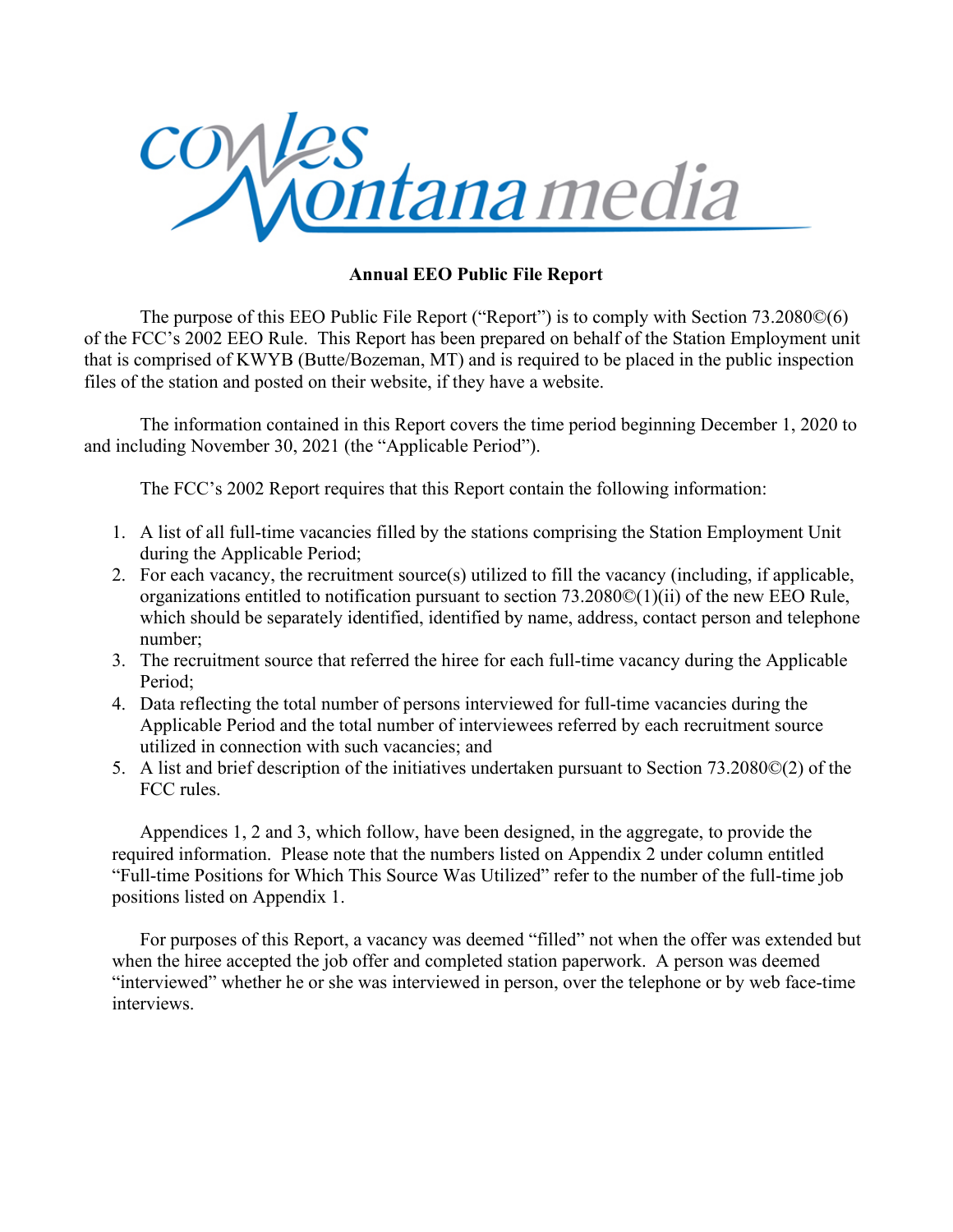cowles Montana media

**Annual EEO Public File Report**

The purpose of this EEO Public File Report ("Report") is to comply with Section 73.2080©(6) of the FCC's 2002 EEO Rule. This Report has been prepared on behalf of the Station Employment unit that is comprised of KWYB (Butte/Bozeman, MT) and is required to be placed in the public inspection files of the station and posted on their website, if they have a website.

The information contained in this Report covers the time period beginning December 1, 2020 to and including November 30, 2021 (the "Applicable Period").

The FCC's 2002 Report requires that this Report contain the following information:

1. A list of all full-time vacancies filled by the stations comprising the Station Employment Unit during the Applicable Period;
2. For each vacancy, the recruitment source(s) utilized to fill the vacancy (including, if applicable, organizations entitled to notification pursuant to section 73.2080©(1)(ii) of the new EEO Rule, which should be separately identified, identified by name, address, contact person and telephone number;
3. The recruitment source that referred the hiree for each full-time vacancy during the Applicable Period;
4. Data reflecting the total number of persons interviewed for full-time vacancies during the Applicable Period and the total number of interviewees referred by each recruitment source utilized in connection with such vacancies; and
5. A list and brief description of the initiatives undertaken pursuant to Section 73.2080©(2) of the FCC rules.

Appendices 1, 2 and 3, which follow, have been designed, in the aggregate, to provide the required information. Please note that the numbers listed on Appendix 2 under column entitled "Full-time Positions for Which This Source Was Utilized" refer to the number of the full-time job positions listed on Appendix 1.

For purposes of this Report, a vacancy was deemed "filled" not when the offer was extended but when the hiree accepted the job offer and completed station paperwork. A person was deemed "interviewed" whether he or she was interviewed in person, over the telephone or by web face-time interviews.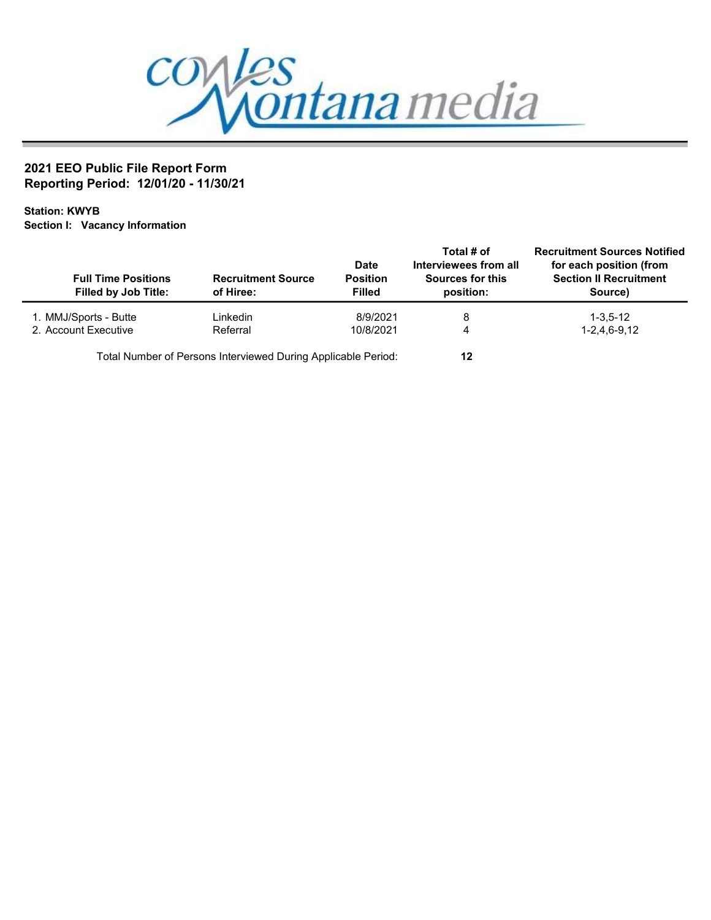cowles Montana media

## 2021 EEO Public File Report Form
## Reporting Period: 12/01/20 - 11/30/21

**Station: KWYB**
**Section I: Vacancy Information**

| Full Time Positions Filled by Job Title: | Recruitment Source of Hiree: | Date Position Filled | Total # of Interviewees from all Sources for this position: | Recruitment Sources Notified for each position (from Section II Recruitment Source) |
|---|---|---|---|---|
| 1. MMJ/Sports - Butte | Linkedin | 8/9/2021 | 8 | 1-3,5-12 |
| 2. Account Executive | Referral | 10/8/2021 | 4 | 1-2,4,6-9,12 |
| Total Number of Persons Interviewed During Applicable Period: | | | **12** | |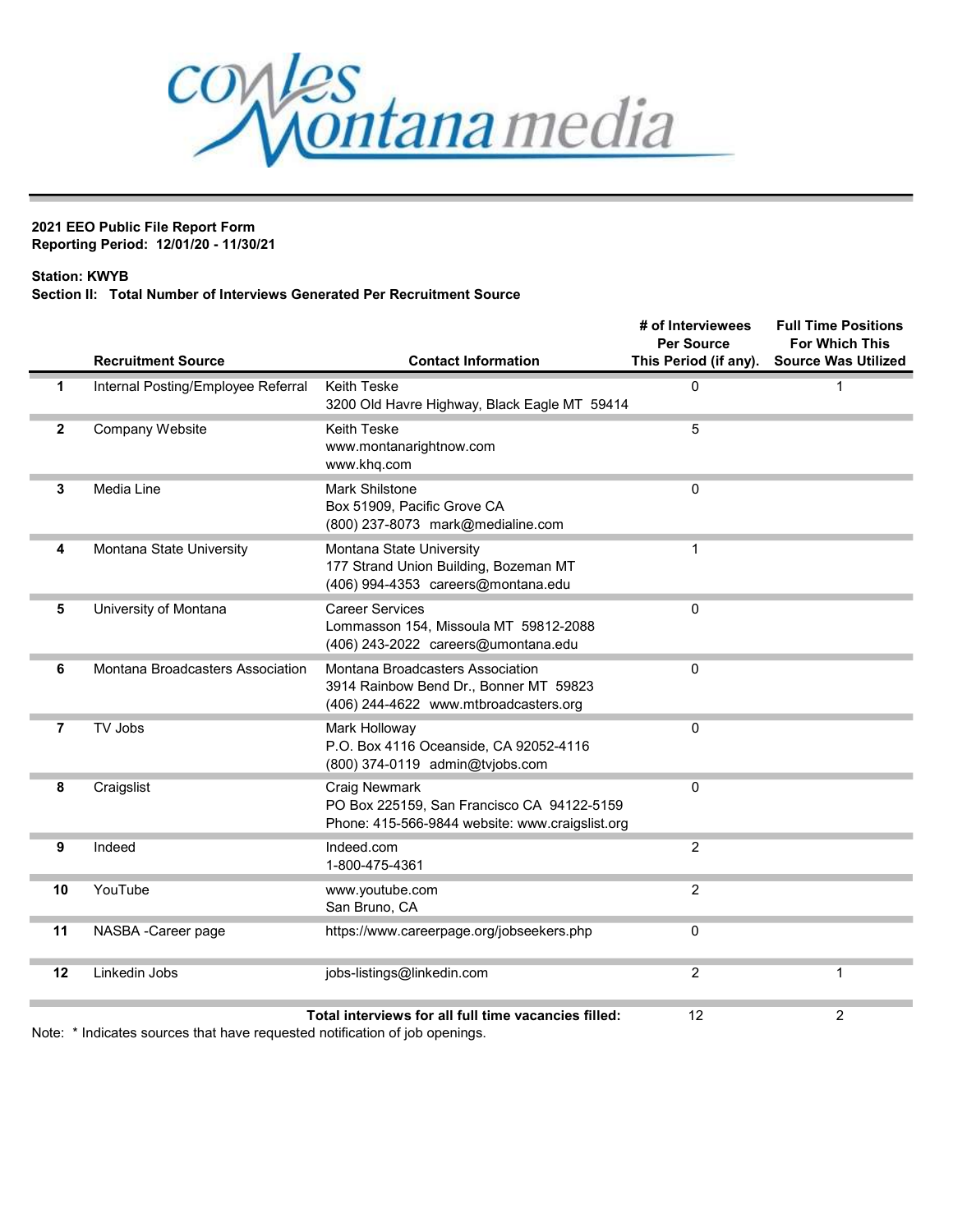**cowles Montana media**

**2021 EEO Public File Report Form**
**Reporting Period: 12/01/20 - 11/30/21**

**Station: KWYB**
**Section II: Total Number of Interviews Generated Per Recruitment Source**

| | Recruitment Source | Contact Information | # of Interviewees Per Source This Period (if any). | Full Time Positions For Which This Source Was Utilized |
|---|---|---|---|---|
| 1 | Internal Posting/Employee Referral | Keith Teske<br>3200 Old Havre Highway, Black Eagle MT 59414 | 0 | 1 |
| 2 | Company Website | Keith Teske<br>www.montanarightnow.com<br>www.khq.com | 5 | |
| 3 | Media Line | Mark Shilstone<br>Box 51909, Pacific Grove CA<br>(800) 237-8073 mark@medialine.com | 0 | |
| 4 | Montana State University | Montana State University<br>177 Strand Union Building, Bozeman MT<br>(406) 994-4353 careers@montana.edu | 1 | |
| 5 | University of Montana | Career Services<br>Lommasson 154, Missoula MT 59812-2088<br>(406) 243-2022 careers@umontana.edu | 0 | |
| 6 | Montana Broadcasters Association | Montana Broadcasters Association<br>3914 Rainbow Bend Dr., Bonner MT 59823<br>(406) 244-4622 www.mtbroadcasters.org | 0 | |
| 7 | TV Jobs | Mark Holloway<br>P.O. Box 4116 Oceanside, CA 92052-4116<br>(800) 374-0119 admin@tvjobs.com | 0 | |
| 8 | Craigslist | Craig Newmark<br>PO Box 225159, San Francisco CA 94122-5159<br>Phone: 415-566-9844 website: www.craigslist.org | 0 | |
| 9 | Indeed | Indeed.com<br>1-800-475-4361 | 2 | |
| 10 | YouTube | www.youtube.com<br>San Bruno, CA | 2 | |
| 11 | NASBA -Career page | https://www.careerpage.org/jobseekers.php | 0 | |
| 12 | Linkedin Jobs | jobs-listings@linkedin.com | 2 | 1 |
| | | **Total interviews for all full time vacancies filled:** | 12 | 2 |

Note: * Indicates sources that have requested notification of job openings.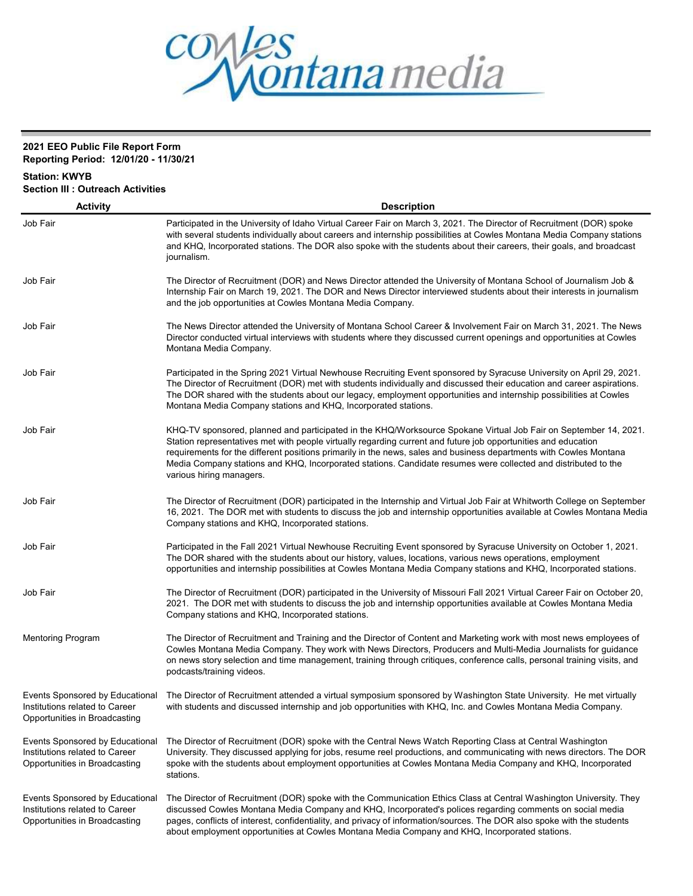**2021 EEO Public File Report Form**
**Reporting Period: 12/01/20 - 11/30/21**

**Station: KWYB**
**Section III : Outreach Activities**

| Activity | Description |
|---|---|
| Job Fair | Participated in the University of Idaho Virtual Career Fair on March 3, 2021. The Director of Recruitment (DOR) spoke with several students individually about careers and internship possibilities at Cowles Montana Media Company stations and KHQ, Incorporated stations. The DOR also spoke with the students about their careers, their goals, and broadcast journalism. |
| Job Fair | The Director of Recruitment (DOR) and News Director attended the University of Montana School of Journalism Job & Internship Fair on March 19, 2021. The DOR and News Director interviewed students about their interests in journalism and the job opportunities at Cowles Montana Media Company. |
| Job Fair | The News Director attended the University of Montana School Career & Involvement Fair on March 31, 2021. The News Director conducted virtual interviews with students where they discussed current openings and opportunities at Cowles Montana Media Company. |
| Job Fair | Participated in the Spring 2021 Virtual Newhouse Recruiting Event sponsored by Syracuse University on April 29, 2021. The Director of Recruitment (DOR) met with students individually and discussed their education and career aspirations. The DOR shared with the students about our legacy, employment opportunities and internship possibilities at Cowles Montana Media Company stations and KHQ, Incorporated stations. |
| Job Fair | KHQ-TV sponsored, planned and participated in the KHQ/Worksource Spokane Virtual Job Fair on September 14, 2021. Station representatives met with people virtually regarding current and future job opportunities and education requirements for the different positions primarily in the news, sales and business departments with Cowles Montana Media Company stations and KHQ, Incorporated stations. Candidate resumes were collected and distributed to the various hiring managers. |
| Job Fair | The Director of Recruitment (DOR) participated in the Internship and Virtual Job Fair at Whitworth College on September 16, 2021. The DOR met with students to discuss the job and internship opportunities available at Cowles Montana Media Company stations and KHQ, Incorporated stations. |
| Job Fair | Participated in the Fall 2021 Virtual Newhouse Recruiting Event sponsored by Syracuse University on October 1, 2021. The DOR shared with the students about our history, values, locations, various news operations, employment opportunities and internship possibilities at Cowles Montana Media Company stations and KHQ, Incorporated stations. |
| Job Fair | The Director of Recruitment (DOR) participated in the University of Missouri Fall 2021 Virtual Career Fair on October 20, 2021. The DOR met with students to discuss the job and internship opportunities available at Cowles Montana Media Company stations and KHQ, Incorporated stations. |
| Mentoring Program | The Director of Recruitment and Training and the Director of Content and Marketing work with most news employees of Cowles Montana Media Company. They work with News Directors, Producers and Multi-Media Journalists for guidance on news story selection and time management, training through critiques, conference calls, personal training visits, and podcasts/training videos. |
| Events Sponsored by Educational Institutions related to Career Opportunities in Broadcasting | The Director of Recruitment attended a virtual symposium sponsored by Washington State University. He met virtually with students and discussed internship and job opportunities with KHQ, Inc. and Cowles Montana Media Company. |
| Events Sponsored by Educational Institutions related to Career Opportunities in Broadcasting | The Director of Recruitment (DOR) spoke with the Central News Watch Reporting Class at Central Washington University. They discussed applying for jobs, resume reel productions, and communicating with news directors. The DOR spoke with the students about employment opportunities at Cowles Montana Media Company and KHQ, Incorporated stations. |
| Events Sponsored by Educational Institutions related to Career Opportunities in Broadcasting | The Director of Recruitment (DOR) spoke with the Communication Ethics Class at Central Washington University. They discussed Cowles Montana Media Company and KHQ, Incorporated's polices regarding comments on social media pages, conflicts of interest, confidentiality, and privacy of information/sources. The DOR also spoke with the students about employment opportunities at Cowles Montana Media Company and KHQ, Incorporated stations. |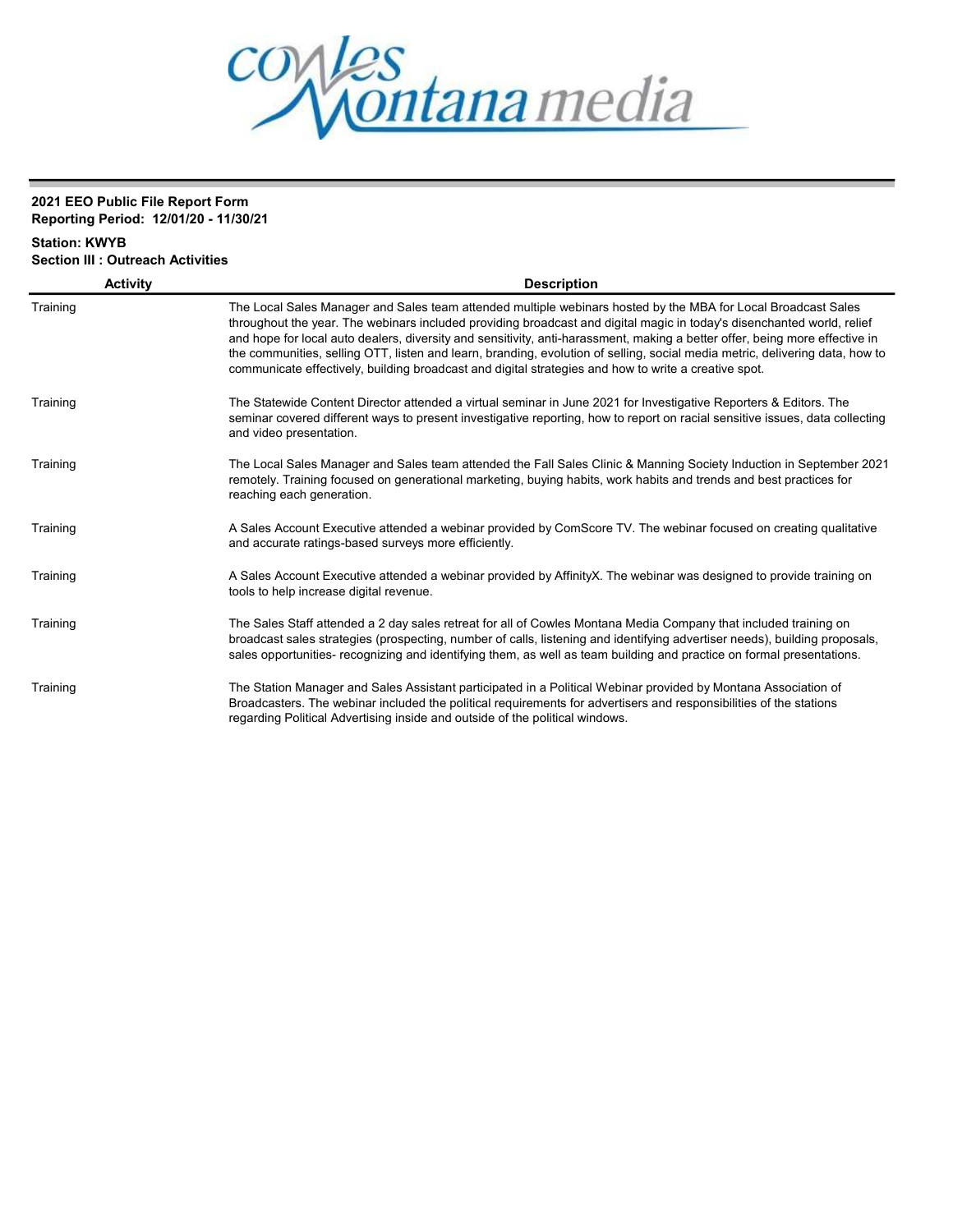**2021 EEO Public File Report Form**
**Reporting Period: 12/01/20 - 11/30/21**

**Station: KWYB**
**Section III : Outreach Activities**

| Activity | Description |
| --- | --- |
| Training | The Local Sales Manager and Sales team attended multiple webinars hosted by the MBA for Local Broadcast Sales throughout the year. The webinars included providing broadcast and digital magic in today's disenchanted world, relief and hope for local auto dealers, diversity and sensitivity, anti-harassment, making a better offer, being more effective in the communities, selling OTT, listen and learn, branding, evolution of selling, social media metric, delivering data, how to communicate effectively, building broadcast and digital strategies and how to write a creative spot. |
| Training | The Statewide Content Director attended a virtual seminar in June 2021 for Investigative Reporters & Editors. The seminar covered different ways to present investigative reporting, how to report on racial sensitive issues, data collecting and video presentation. |
| Training | The Local Sales Manager and Sales team attended the Fall Sales Clinic & Manning Society Induction in September 2021 remotely. Training focused on generational marketing, buying habits, work habits and trends and best practices for reaching each generation. |
| Training | A Sales Account Executive attended a webinar provided by ComScore TV. The webinar focused on creating qualitative and accurate ratings-based surveys more efficiently. |
| Training | A Sales Account Executive attended a webinar provided by AffinityX. The webinar was designed to provide training on tools to help increase digital revenue. |
| Training | The Sales Staff attended a 2 day sales retreat for all of Cowles Montana Media Company that included training on broadcast sales strategies (prospecting, number of calls, listening and identifying advertiser needs), building proposals, sales opportunities- recognizing and identifying them, as well as team building and practice on formal presentations. |
| Training | The Station Manager and Sales Assistant participated in a Political Webinar provided by Montana Association of Broadcasters. The webinar included the political requirements for advertisers and responsibilities of the stations regarding Political Advertising inside and outside of the political windows. |